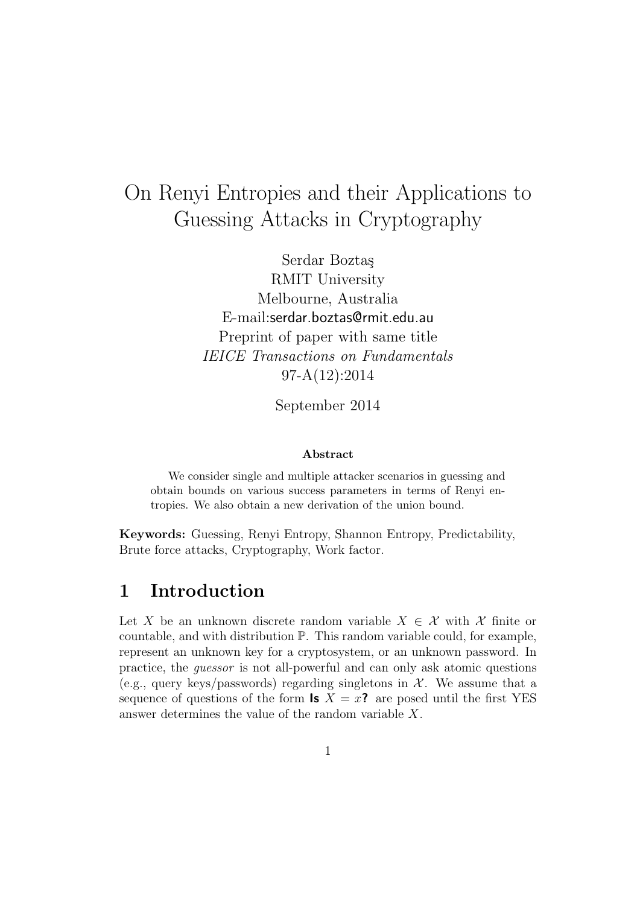# On Renyi Entropies and their Applications to Guessing Attacks in Cryptography

Serdar Boztaş
RMIT University
Melbourne, Australia
E-mail:serdar.boztas@rmit.edu.au
Preprint of paper with same title
*IEICE Transactions on Fundamentals*
97-A(12):2014

September 2014

**Abstract**

We consider single and multiple attacker scenarios in guessing and obtain bounds on various success parameters in terms of Renyi entropies. We also obtain a new derivation of the union bound.

**Keywords:** Guessing, Renyi Entropy, Shannon Entropy, Predictability, Brute force attacks, Cryptography, Work factor.

## 1 Introduction

Let $X$ be an unknown discrete random variable $X \in \mathcal{X}$ with $\mathcal{X}$ finite or countable, and with distribution $\mathbb{P}$. This random variable could, for example, represent an unknown key for a cryptosystem, or an unknown password. In practice, the *guessor* is not all-powerful and can only ask atomic questions (e.g., query keys/passwords) regarding singletons in $\mathcal{X}$. We assume that a sequence of questions of the form **Is** $X = x$**?** are posed until the first YES answer determines the value of the random variable $X$.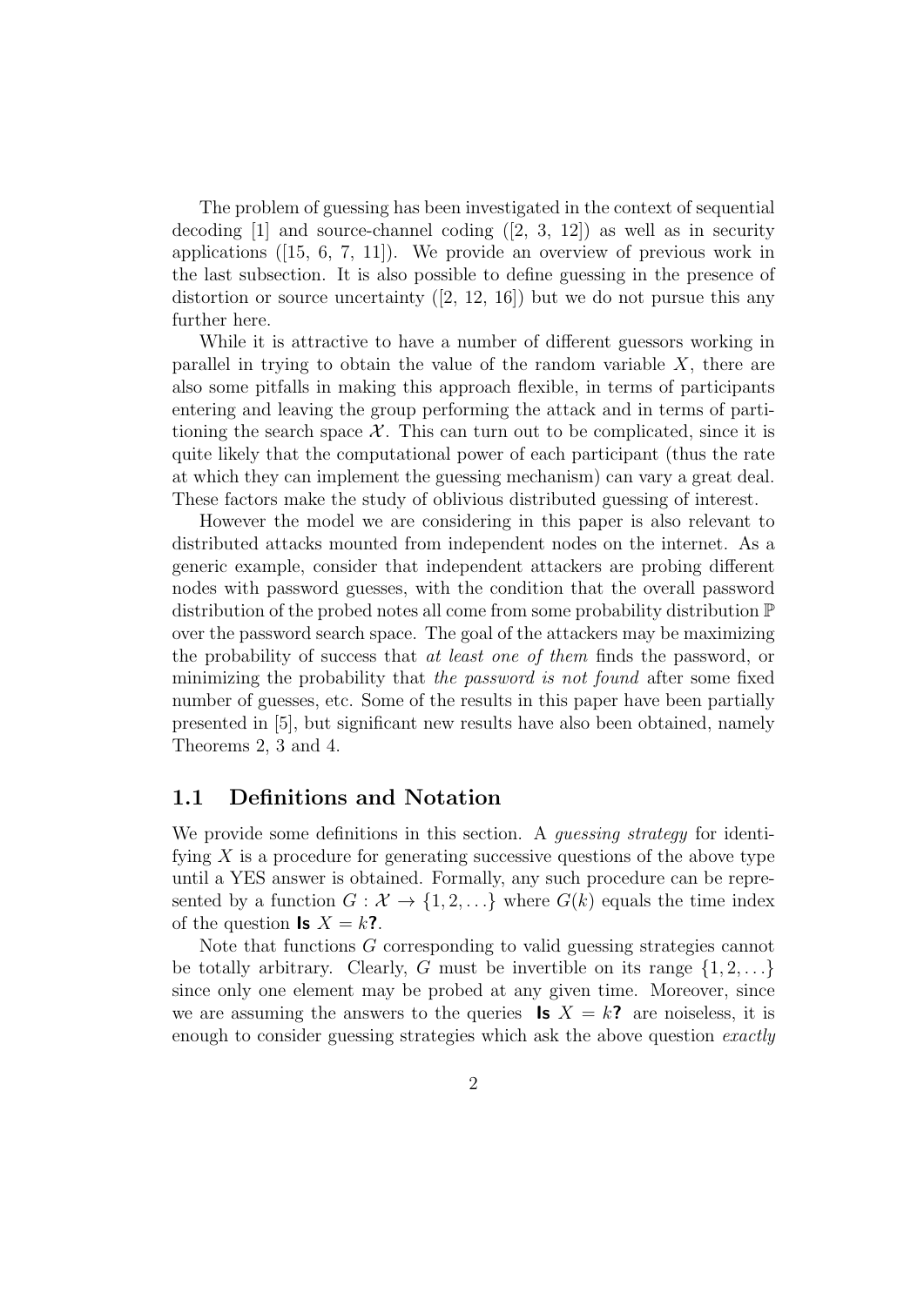The problem of guessing has been investigated in the context of sequential decoding [1] and source-channel coding ([2, 3, 12]) as well as in security applications ([15, 6, 7, 11]). We provide an overview of previous work in the last subsection. It is also possible to define guessing in the presence of distortion or source uncertainty ([2, 12, 16]) but we do not pursue this any further here.

While it is attractive to have a number of different guessors working in parallel in trying to obtain the value of the random variable $X$, there are also some pitfalls in making this approach flexible, in terms of participants entering and leaving the group performing the attack and in terms of partitioning the search space $\mathcal{X}$. This can turn out to be complicated, since it is quite likely that the computational power of each participant (thus the rate at which they can implement the guessing mechanism) can vary a great deal. These factors make the study of oblivious distributed guessing of interest.

However the model we are considering in this paper is also relevant to distributed attacks mounted from independent nodes on the internet. As a generic example, consider that independent attackers are probing different nodes with password guesses, with the condition that the overall password distribution of the probed notes all come from some probability distribution $\mathbb{P}$ over the password search space. The goal of the attackers may be maximizing the probability of success that *at least one of them* finds the password, or minimizing the probability that *the password is not found* after some fixed number of guesses, etc. Some of the results in this paper have been partially presented in [5], but significant new results have also been obtained, namely Theorems 2, 3 and 4.

## 1.1 Definitions and Notation

We provide some definitions in this section. A *guessing strategy* for identifying $X$ is a procedure for generating successive questions of the above type until a YES answer is obtained. Formally, any such procedure can be represented by a function $G : \mathcal{X} \to \{1, 2, \dots\}$ where $G(k)$ equals the time index of the question **Is** $X = k$**?**.

Note that functions $G$ corresponding to valid guessing strategies cannot be totally arbitrary. Clearly, $G$ must be invertible on its range $\{1, 2, \dots\}$ since only one element may be probed at any given time. Moreover, since we are assuming the answers to the queries **Is** $X = k$**?** are noiseless, it is enough to consider guessing strategies which ask the above question *exactly*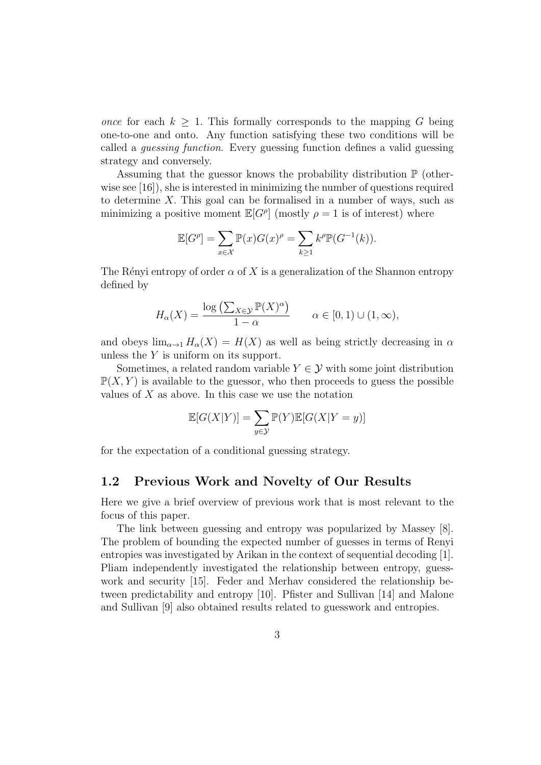*once* for each $k \geq 1$. This formally corresponds to the mapping $G$ being one-to-one and onto. Any function satisfying these two conditions will be called a *guessing function*. Every guessing function defines a valid guessing strategy and conversely.

Assuming that the guessor knows the probability distribution $\mathbb{P}$ (otherwise see [16]), she is interested in minimizing the number of questions required to determine $X$. This goal can be formalised in a number of ways, such as minimizing a positive moment $\mathbb{E}[G^\rho]$ (mostly $\rho = 1$ is of interest) where

$$\mathbb{E}[G^\rho] = \sum_{x \in \mathcal{X}} \mathbb{P}(x) G(x)^\rho = \sum_{k \geq 1} k^\rho \mathbb{P}(G^{-1}(k)).$$

The Rényi entropy of order $\alpha$ of $X$ is a generalization of the Shannon entropy defined by

$$H_\alpha(X) = \frac{\log \left( \sum_{X \in \mathcal{Y}} \mathbb{P}(X)^\alpha \right)}{1 - \alpha} \qquad \alpha \in [0, 1) \cup (1, \infty),$$

and obeys $\lim_{\alpha \to 1} H_\alpha(X) = H(X)$ as well as being strictly decreasing in $\alpha$ unless the $Y$ is uniform on its support.

Sometimes, a related random variable $Y \in \mathcal{Y}$ with some joint distribution $\mathbb{P}(X, Y)$ is available to the guessor, who then proceeds to guess the possible values of $X$ as above. In this case we use the notation

$$\mathbb{E}[G(X|Y)] = \sum_{y \in \mathcal{Y}} \mathbb{P}(Y) \mathbb{E}[G(X|Y = y)]$$

for the expectation of a conditional guessing strategy.

## 1.2 Previous Work and Novelty of Our Results

Here we give a brief overview of previous work that is most relevant to the focus of this paper.

The link between guessing and entropy was popularized by Massey [8]. The problem of bounding the expected number of guesses in terms of Renyi entropies was investigated by Arikan in the context of sequential decoding [1]. Pliam independently investigated the relationship between entropy, guesswork and security [15]. Feder and Merhav considered the relationship between predictability and entropy [10]. Pfister and Sullivan [14] and Malone and Sullivan [9] also obtained results related to guesswork and entropies.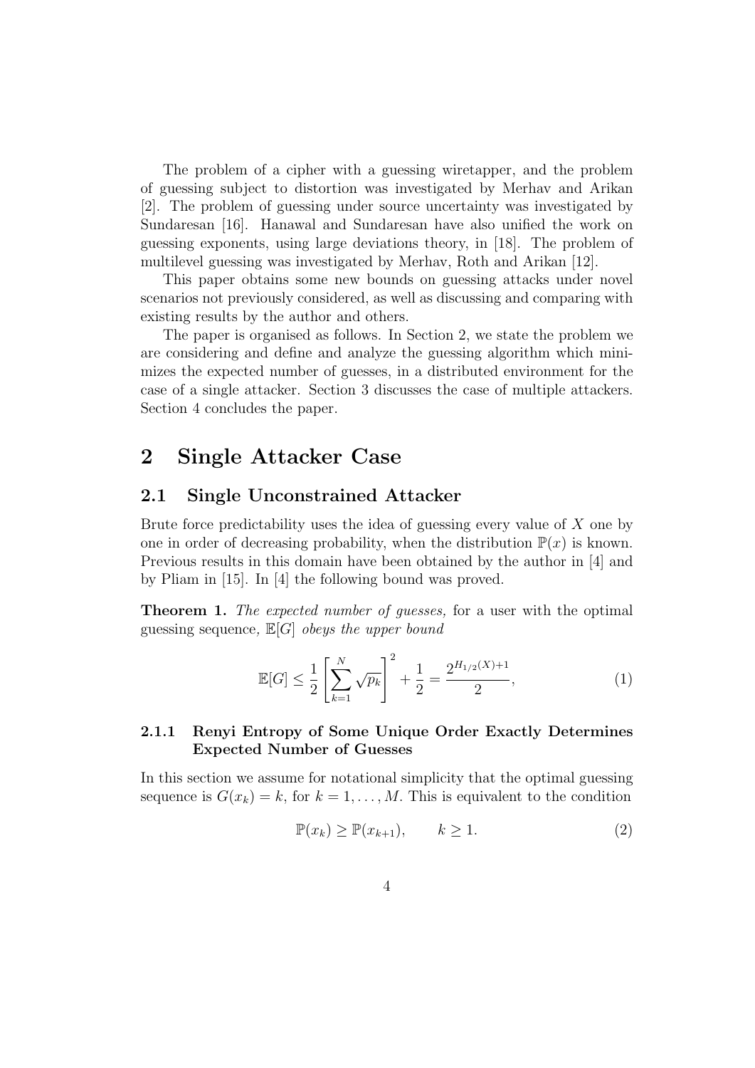The problem of a cipher with a guessing wiretapper, and the problem of guessing subject to distortion was investigated by Merhav and Arikan [2]. The problem of guessing under source uncertainty was investigated by Sundaresan [16]. Hanawal and Sundaresan have also unified the work on guessing exponents, using large deviations theory, in [18]. The problem of multilevel guessing was investigated by Merhav, Roth and Arikan [12].

This paper obtains some new bounds on guessing attacks under novel scenarios not previously considered, as well as discussing and comparing with existing results by the author and others.

The paper is organised as follows. In Section 2, we state the problem we are considering and define and analyze the guessing algorithm which minimizes the expected number of guesses, in a distributed environment for the case of a single attacker. Section 3 discusses the case of multiple attackers. Section 4 concludes the paper.

# 2 Single Attacker Case

## 2.1 Single Unconstrained Attacker

Brute force predictability uses the idea of guessing every value of $X$ one by one in order of decreasing probability, when the distribution $\mathbb{P}(x)$ is known. Previous results in this domain have been obtained by the author in [4] and by Pliam in [15]. In [4] the following bound was proved.

**Theorem 1.** *The expected number of guesses,* for a user with the optimal guessing sequence*,* $\mathbb{E}[G]$ *obeys the upper bound*

$$\mathbb{E}[G] \leq \frac{1}{2}\left[\sum_{k=1}^{N}\sqrt{p_k}\right]^2 + \frac{1}{2} = \frac{2^{H_{1/2}(X)+1}}{2}, \tag{1}$$

### 2.1.1 Renyi Entropy of Some Unique Order Exactly Determines Expected Number of Guesses

In this section we assume for notational simplicity that the optimal guessing sequence is $G(x_k) = k$, for $k = 1, \ldots, M$. This is equivalent to the condition

$$\mathbb{P}(x_k) \geq \mathbb{P}(x_{k+1}), \qquad k \geq 1. \tag{2}$$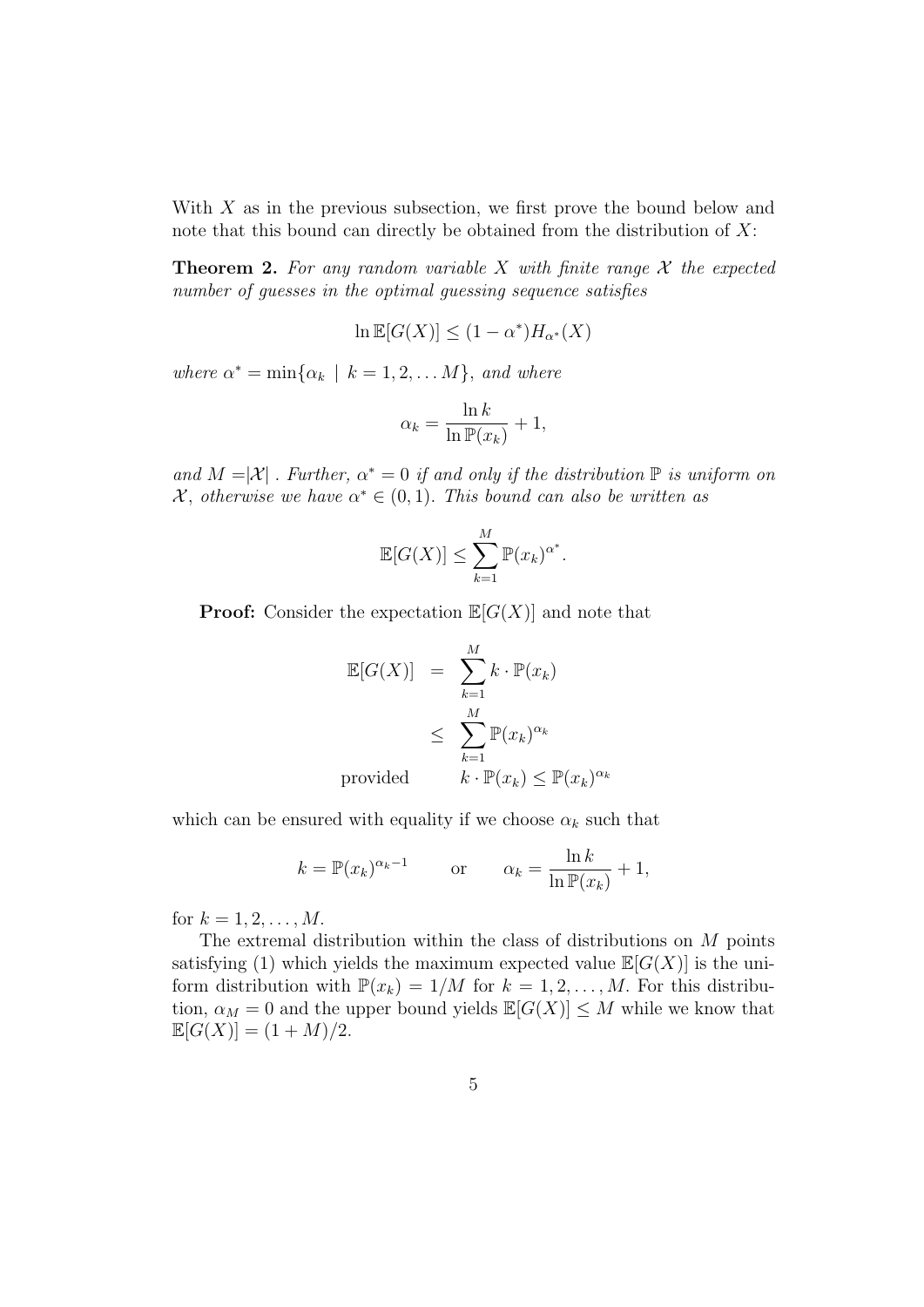With $X$ as in the previous subsection, we first prove the bound below and note that this bound can directly be obtained from the distribution of $X$:

**Theorem 2.** *For any random variable $X$ with finite range $\mathcal{X}$ the expected number of guesses in the optimal guessing sequence satisfies*

$$\ln \mathbb{E}[G(X)] \leq (1 - \alpha^*) H_{\alpha^*}(X)$$

*where $\alpha^* = \min\{\alpha_k \mid k = 1, 2, \ldots M\}$, and where*

$$\alpha_k = \frac{\ln k}{\ln \mathbb{P}(x_k)} + 1,$$

*and $M = |\mathcal{X}|$ . Further, $\alpha^* = 0$ if and only if the distribution $\mathbb{P}$ is uniform on $\mathcal{X}$, otherwise we have $\alpha^* \in (0, 1)$. This bound can also be written as*

$$\mathbb{E}[G(X)] \leq \sum_{k=1}^{M} \mathbb{P}(x_k)^{\alpha^*}.$$

**Proof:** Consider the expectation $\mathbb{E}[G(X)]$ and note that

$$\begin{aligned} \mathbb{E}[G(X)] &= \sum_{k=1}^{M} k \cdot \mathbb{P}(x_k) \\ &\leq \sum_{k=1}^{M} \mathbb{P}(x_k)^{\alpha_k} \\ \text{provided} \qquad & k \cdot \mathbb{P}(x_k) \leq \mathbb{P}(x_k)^{\alpha_k} \end{aligned}$$

which can be ensured with equality if we choose $\alpha_k$ such that

$$k = \mathbb{P}(x_k)^{\alpha_k - 1} \qquad \text{or} \qquad \alpha_k = \frac{\ln k}{\ln \mathbb{P}(x_k)} + 1,$$

for $k = 1, 2, \ldots, M$.

The extremal distribution within the class of distributions on $M$ points satisfying (1) which yields the maximum expected value $\mathbb{E}[G(X)]$ is the uniform distribution with $\mathbb{P}(x_k) = 1/M$ for $k = 1, 2, \ldots, M$. For this distribution, $\alpha_M = 0$ and the upper bound yields $\mathbb{E}[G(X)] \leq M$ while we know that $\mathbb{E}[G(X)] = (1 + M)/2$.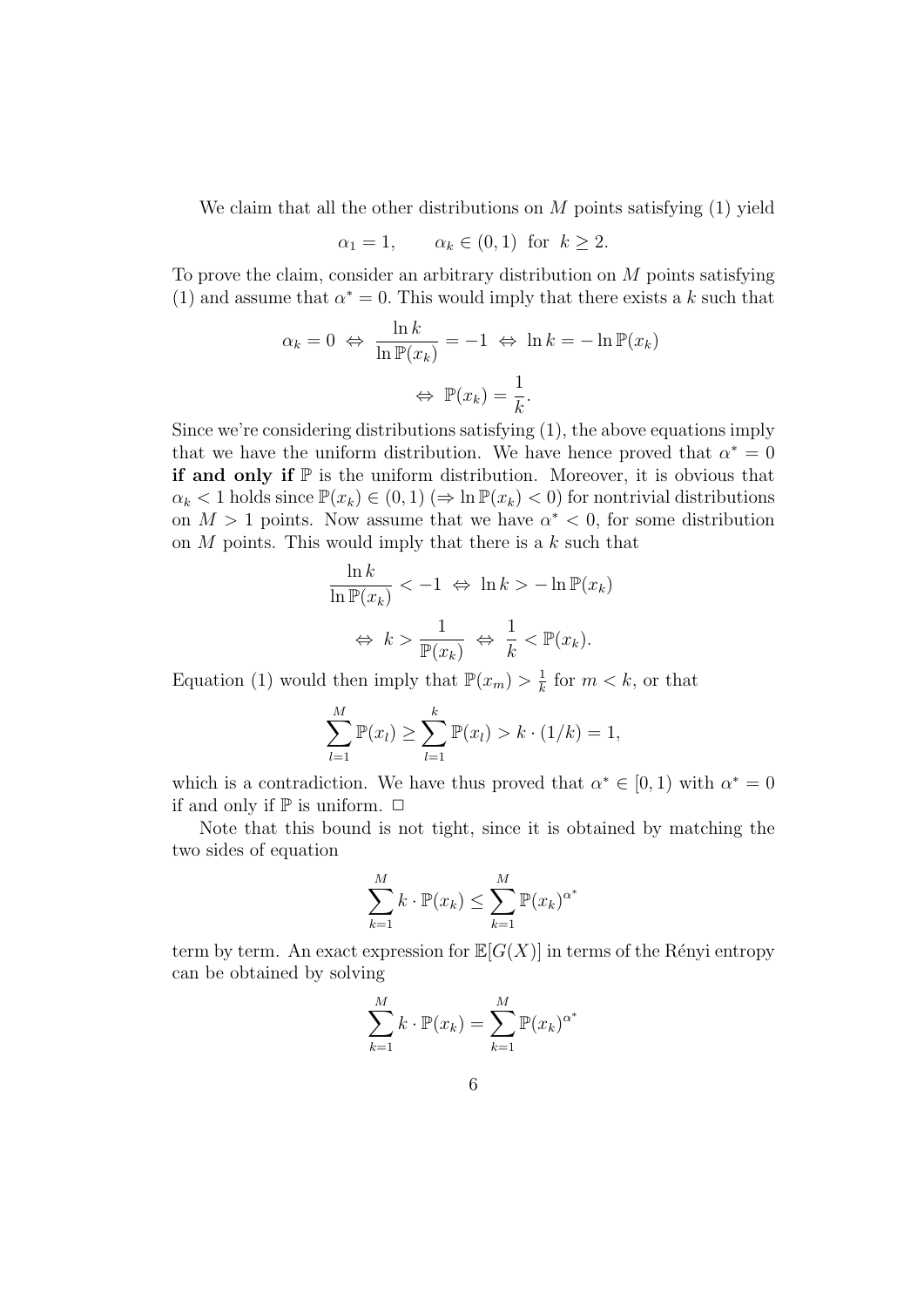We claim that all the other distributions on $M$ points satisfying (1) yield

$$\alpha_1 = 1, \qquad \alpha_k \in (0,1) \text{ for } k \geq 2.$$

To prove the claim, consider an arbitrary distribution on $M$ points satisfying (1) and assume that $\alpha^* = 0$. This would imply that there exists a $k$ such that

$$\alpha_k = 0 \Leftrightarrow \frac{\ln k}{\ln \mathbb{P}(x_k)} = -1 \Leftrightarrow \ln k = -\ln \mathbb{P}(x_k)$$

$$\Leftrightarrow \mathbb{P}(x_k) = \frac{1}{k}.$$

Since we're considering distributions satisfying (1), the above equations imply that we have the uniform distribution. We have hence proved that $\alpha^* = 0$ **if and only if** $\mathbb{P}$ is the uniform distribution. Moreover, it is obvious that $\alpha_k < 1$ holds since $\mathbb{P}(x_k) \in (0,1)$ ($\Rightarrow \ln \mathbb{P}(x_k) < 0$) for nontrivial distributions on $M > 1$ points. Now assume that we have $\alpha^* < 0$, for some distribution on $M$ points. This would imply that there is a $k$ such that

$$\frac{\ln k}{\ln \mathbb{P}(x_k)} < -1 \Leftrightarrow \ln k > -\ln \mathbb{P}(x_k)$$

$$\Leftrightarrow k > \frac{1}{\mathbb{P}(x_k)} \Leftrightarrow \frac{1}{k} < \mathbb{P}(x_k).$$

Equation (1) would then imply that $\mathbb{P}(x_m) > \frac{1}{k}$ for $m < k$, or that

$$\sum_{l=1}^{M} \mathbb{P}(x_l) \geq \sum_{l=1}^{k} \mathbb{P}(x_l) > k \cdot (1/k) = 1,$$

which is a contradiction. We have thus proved that $\alpha^* \in [0,1)$ with $\alpha^* = 0$ if and only if $\mathbb{P}$ is uniform. $\Box$

Note that this bound is not tight, since it is obtained by matching the two sides of equation

$$\sum_{k=1}^{M} k \cdot \mathbb{P}(x_k) \leq \sum_{k=1}^{M} \mathbb{P}(x_k)^{\alpha^*}$$

term by term. An exact expression for $\mathbb{E}[G(X)]$ in terms of the Rényi entropy can be obtained by solving

$$\sum_{k=1}^{M} k \cdot \mathbb{P}(x_k) = \sum_{k=1}^{M} \mathbb{P}(x_k)^{\alpha^*}$$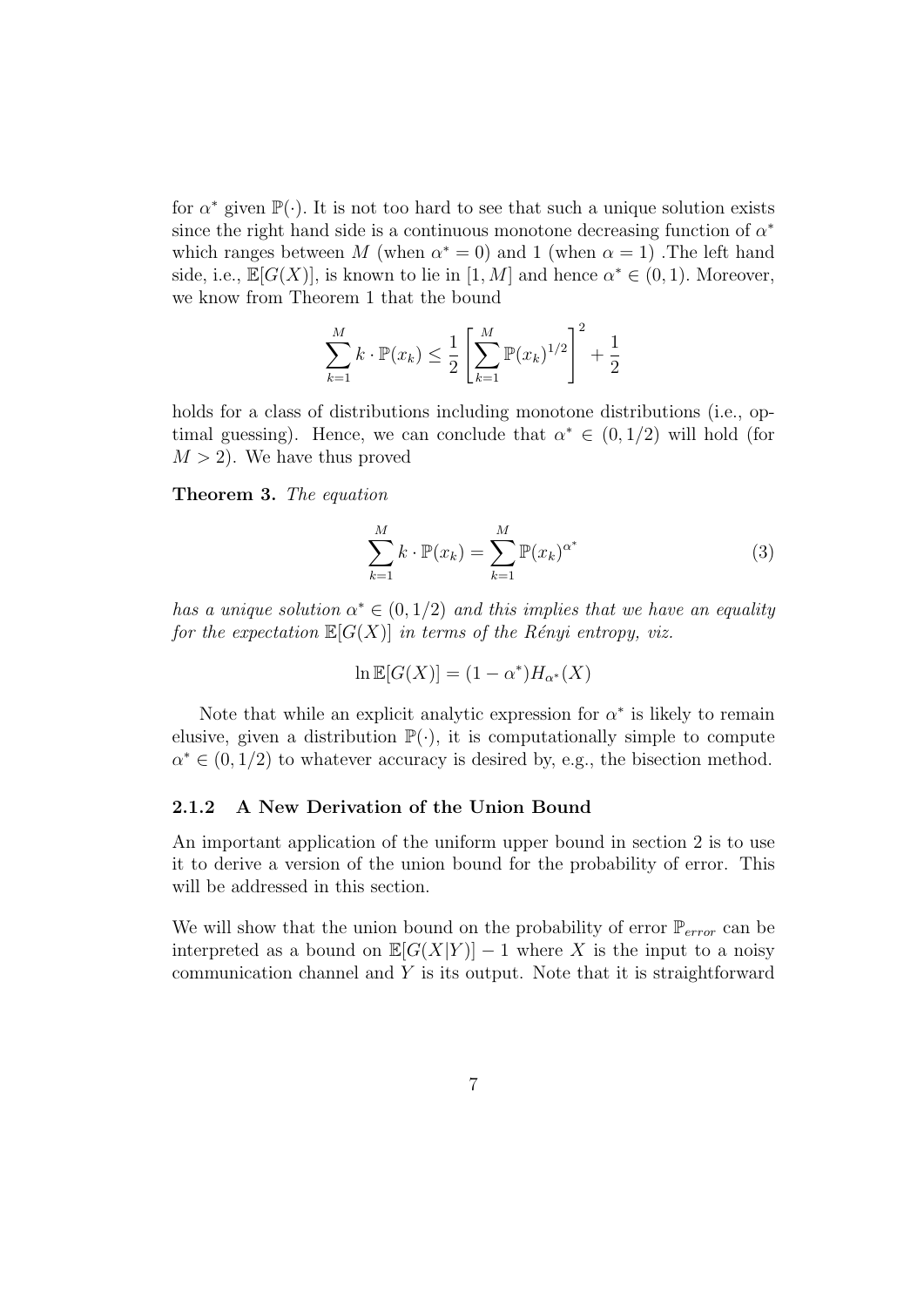for $\alpha^*$ given $\mathbb{P}(\cdot)$. It is not too hard to see that such a unique solution exists since the right hand side is a continuous monotone decreasing function of $\alpha^*$ which ranges between $M$ (when $\alpha^* = 0$) and 1 (when $\alpha = 1$) .The left hand side, i.e., $\mathbb{E}[G(X)]$, is known to lie in $[1, M]$ and hence $\alpha^* \in (0, 1)$. Moreover, we know from Theorem 1 that the bound

$$\sum_{k=1}^{M} k \cdot \mathbb{P}(x_k) \leq \frac{1}{2} \left[ \sum_{k=1}^{M} \mathbb{P}(x_k)^{1/2} \right]^2 + \frac{1}{2}$$

holds for a class of distributions including monotone distributions (i.e., optimal guessing). Hence, we can conclude that $\alpha^* \in (0, 1/2)$ will hold (for $M > 2$). We have thus proved

**Theorem 3.** *The equation*

$$\sum_{k=1}^{M} k \cdot \mathbb{P}(x_k) = \sum_{k=1}^{M} \mathbb{P}(x_k)^{\alpha^*} \tag{3}$$

*has a unique solution $\alpha^* \in (0, 1/2)$ and this implies that we have an equality for the expectation $\mathbb{E}[G(X)]$ in terms of the Rényi entropy, viz.*

$$\ln \mathbb{E}[G(X)] = (1 - \alpha^*) H_{\alpha^*}(X)$$

Note that while an explicit analytic expression for $\alpha^*$ is likely to remain elusive, given a distribution $\mathbb{P}(\cdot)$, it is computationally simple to compute $\alpha^* \in (0, 1/2)$ to whatever accuracy is desired by, e.g., the bisection method.

### 2.1.2 A New Derivation of the Union Bound

An important application of the uniform upper bound in section 2 is to use it to derive a version of the union bound for the probability of error. This will be addressed in this section.

We will show that the union bound on the probability of error $\mathbb{P}_{error}$ can be interpreted as a bound on $\mathbb{E}[G(X|Y)] - 1$ where $X$ is the input to a noisy communication channel and $Y$ is its output. Note that it is straightforward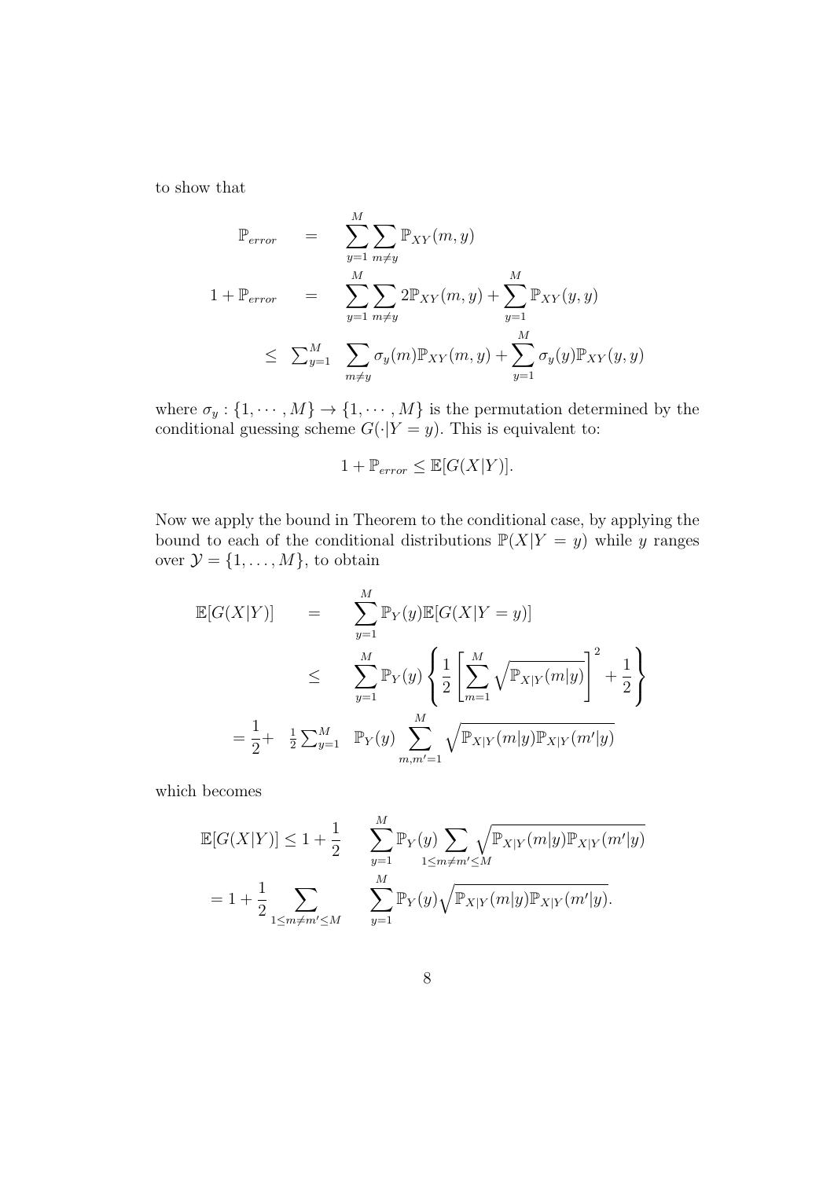to show that

$$
\begin{aligned}
\mathbb{P}_{error} &= \sum_{y=1}^{M} \sum_{m \neq y} \mathbb{P}_{XY}(m, y) \\
1 + \mathbb{P}_{error} &= \sum_{y=1}^{M} \sum_{m \neq y} 2\mathbb{P}_{XY}(m, y) + \sum_{y=1}^{M} \mathbb{P}_{XY}(y, y) \\
&\leq \sum_{y=1}^{M} \sum_{m \neq y} \sigma_y(m)\mathbb{P}_{XY}(m, y) + \sum_{y=1}^{M} \sigma_y(y)\mathbb{P}_{XY}(y, y)
\end{aligned}
$$

where $\sigma_y : \{1, \cdots, M\} \to \{1, \cdots, M\}$ is the permutation determined by the conditional guessing scheme $G(\cdot|Y = y)$. This is equivalent to:

$$
1 + \mathbb{P}_{error} \leq \mathbb{E}[G(X|Y)].
$$

Now we apply the bound in Theorem to the conditional case, by applying the bound to each of the conditional distributions $\mathbb{P}(X|Y = y)$ while $y$ ranges over $\mathcal{Y} = \{1, \ldots, M\}$, to obtain

$$
\begin{aligned}
\mathbb{E}[G(X|Y)] &= \sum_{y=1}^{M} \mathbb{P}_Y(y)\mathbb{E}[G(X|Y = y)] \\
&\leq \sum_{y=1}^{M} \mathbb{P}_Y(y) \left\{ \frac{1}{2} \left[ \sum_{m=1}^{M} \sqrt{\mathbb{P}_{X|Y}(m|y)} \right]^2 + \frac{1}{2} \right\} \\
&= \frac{1}{2} + \frac{1}{2} \sum_{y=1}^{M} \mathbb{P}_Y(y) \sum_{m,m'=1}^{M} \sqrt{\mathbb{P}_{X|Y}(m|y)\mathbb{P}_{X|Y}(m'|y)}
\end{aligned}
$$

which becomes

$$
\begin{aligned}
\mathbb{E}[G(X|Y)] &\leq 1 + \frac{1}{2} \sum_{y=1}^{M} \mathbb{P}_Y(y) \sum_{1 \leq m \neq m' \leq M} \sqrt{\mathbb{P}_{X|Y}(m|y)\mathbb{P}_{X|Y}(m'|y)} \\
&= 1 + \frac{1}{2} \sum_{1 \leq m \neq m' \leq M} \sum_{y=1}^{M} \mathbb{P}_Y(y) \sqrt{\mathbb{P}_{X|Y}(m|y)\mathbb{P}_{X|Y}(m'|y)}.
\end{aligned}
$$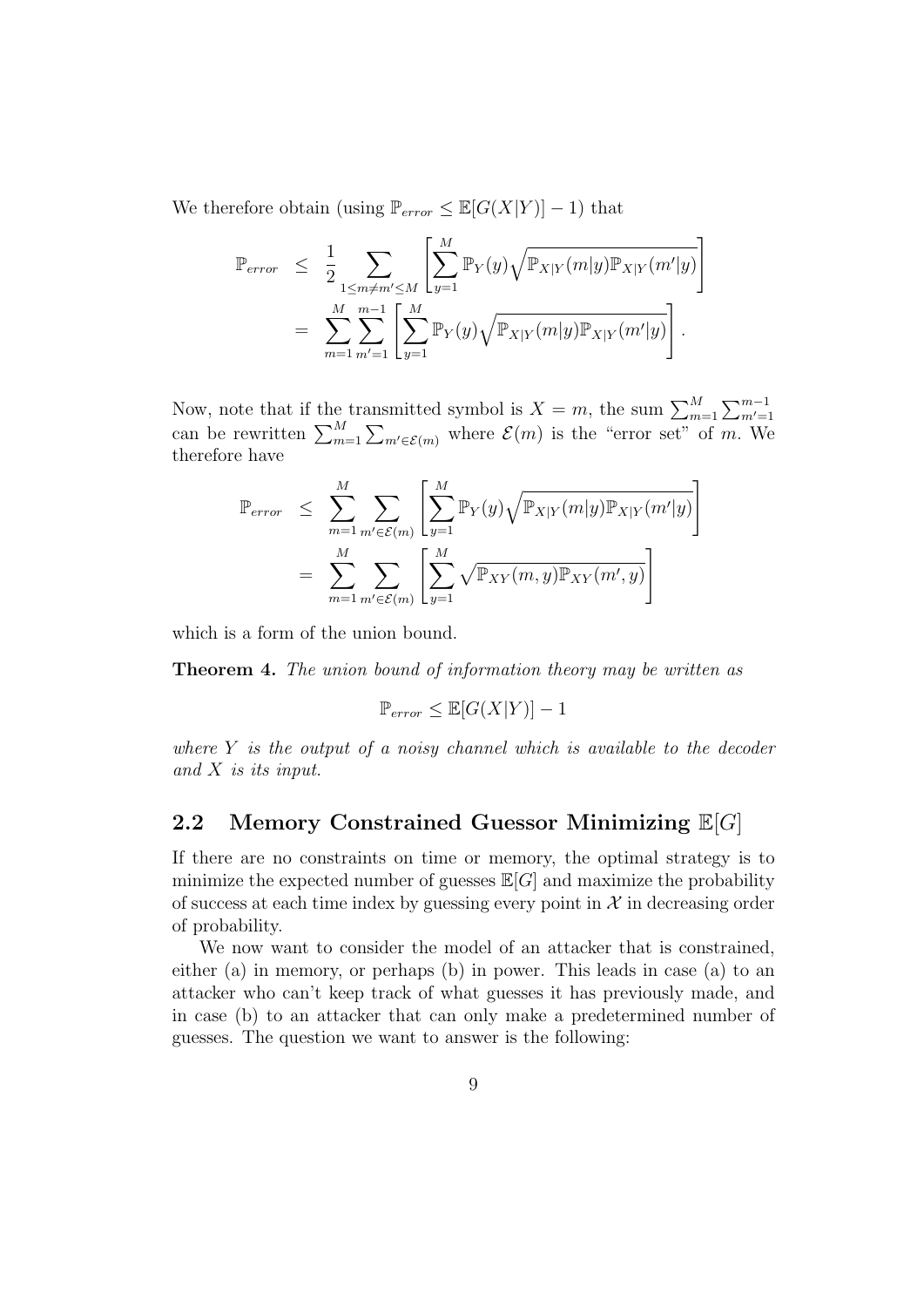We therefore obtain (using $\mathbb{P}_{error} \leq \mathbb{E}[G(X|Y)] - 1$) that

$$
\begin{aligned}
\mathbb{P}_{error} &\leq \frac{1}{2} \sum_{1 \leq m \neq m' \leq M} \left[ \sum_{y=1}^{M} \mathbb{P}_Y(y) \sqrt{\mathbb{P}_{X|Y}(m|y)\mathbb{P}_{X|Y}(m'|y)} \right] \\
&= \sum_{m=1}^{M} \sum_{m'=1}^{m-1} \left[ \sum_{y=1}^{M} \mathbb{P}_Y(y) \sqrt{\mathbb{P}_{X|Y}(m|y)\mathbb{P}_{X|Y}(m'|y)} \right].
\end{aligned}
$$

Now, note that if the transmitted symbol is $X = m$, the sum $\sum_{m=1}^{M} \sum_{m'=1}^{m-1}$ can be rewritten $\sum_{m=1}^{M} \sum_{m' \in \mathcal{E}(m)}$ where $\mathcal{E}(m)$ is the "error set" of $m$. We therefore have

$$
\begin{aligned}
\mathbb{P}_{error} &\leq \sum_{m=1}^{M} \sum_{m' \in \mathcal{E}(m)} \left[ \sum_{y=1}^{M} \mathbb{P}_Y(y) \sqrt{\mathbb{P}_{X|Y}(m|y)\mathbb{P}_{X|Y}(m'|y)} \right] \\
&= \sum_{m=1}^{M} \sum_{m' \in \mathcal{E}(m)} \left[ \sum_{y=1}^{M} \sqrt{\mathbb{P}_{XY}(m,y)\mathbb{P}_{XY}(m',y)} \right]
\end{aligned}
$$

which is a form of the union bound.

**Theorem 4.** *The union bound of information theory may be written as*

$$
\mathbb{P}_{error} \leq \mathbb{E}[G(X|Y)] - 1
$$

*where $Y$ is the output of a noisy channel which is available to the decoder and $X$ is its input.*

## 2.2 Memory Constrained Guessor Minimizing $\mathbb{E}[G]$

If there are no constraints on time or memory, the optimal strategy is to minimize the expected number of guesses $\mathbb{E}[G]$ and maximize the probability of success at each time index by guessing every point in $\mathcal{X}$ in decreasing order of probability.

We now want to consider the model of an attacker that is constrained, either (a) in memory, or perhaps (b) in power. This leads in case (a) to an attacker who can't keep track of what guesses it has previously made, and in case (b) to an attacker that can only make a predetermined number of guesses. The question we want to answer is the following: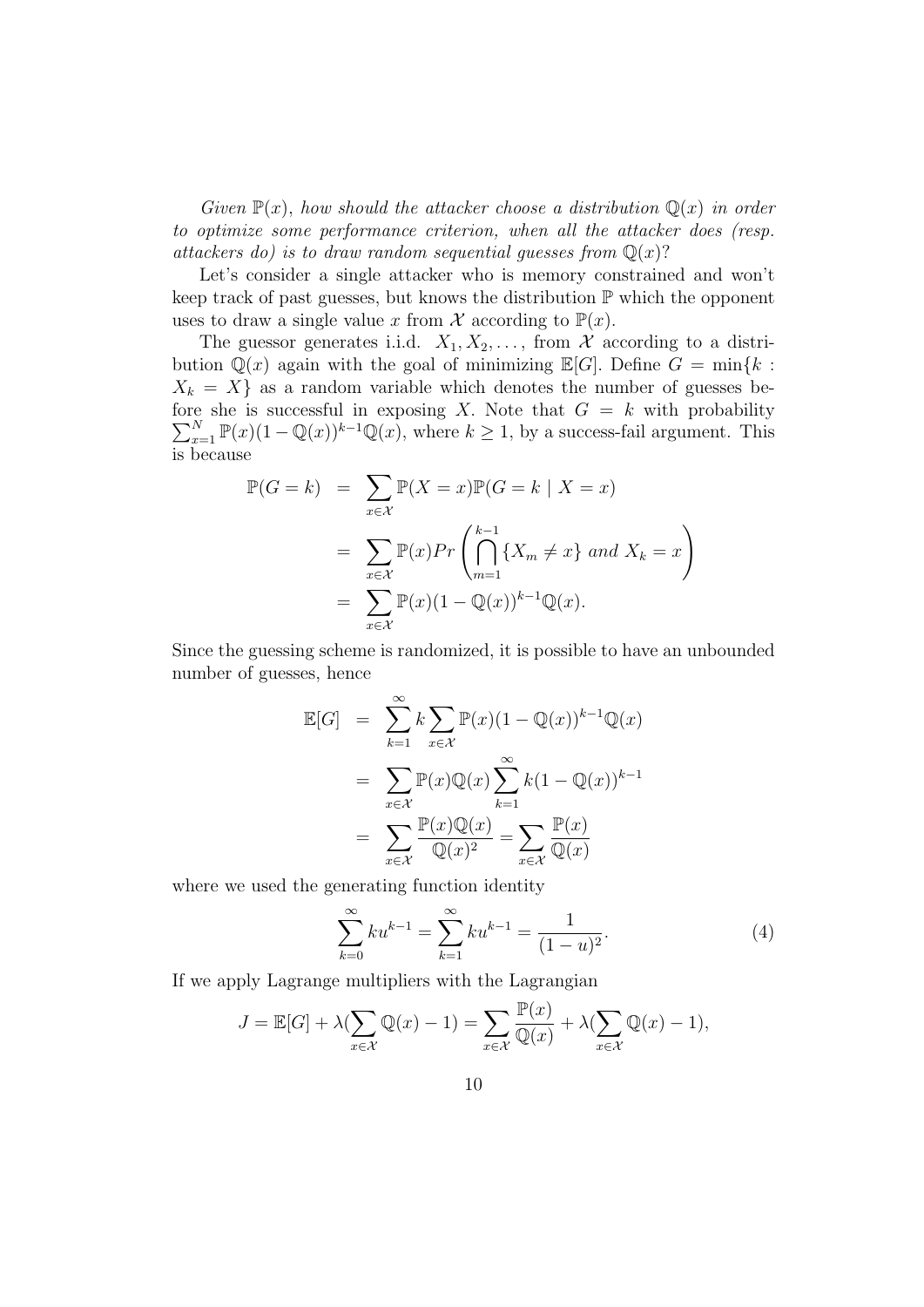*Given $\mathbb{P}(x)$, how should the attacker choose a distribution $\mathbb{Q}(x)$ in order to optimize some performance criterion, when all the attacker does (resp. attackers do) is to draw random sequential guesses from $\mathbb{Q}(x)$?*

Let's consider a single attacker who is memory constrained and won't keep track of past guesses, but knows the distribution $\mathbb{P}$ which the opponent uses to draw a single value $x$ from $\mathcal{X}$ according to $\mathbb{P}(x)$.

The guessor generates i.i.d. $X_1, X_2, \ldots,$ from $\mathcal{X}$ according to a distribution $\mathbb{Q}(x)$ again with the goal of minimizing $\mathbb{E}[G]$. Define $G = \min\{k : X_k = X\}$ as a random variable which denotes the number of guesses before she is successful in exposing $X$. Note that $G = k$ with probability $\sum_{x=1}^{N} \mathbb{P}(x)(1 - \mathbb{Q}(x))^{k-1}\mathbb{Q}(x)$, where $k \geq 1$, by a success-fail argument. This is because

$$
\begin{aligned}
\mathbb{P}(G = k) &= \sum_{x \in \mathcal{X}} \mathbb{P}(X = x)\mathbb{P}(G = k \mid X = x) \\
&= \sum_{x \in \mathcal{X}} \mathbb{P}(x) Pr\left(\bigcap_{m=1}^{k-1} \{X_m \neq x\} \text{ and } X_k = x\right) \\
&= \sum_{x \in \mathcal{X}} \mathbb{P}(x)(1 - \mathbb{Q}(x))^{k-1}\mathbb{Q}(x).
\end{aligned}
$$

Since the guessing scheme is randomized, it is possible to have an unbounded number of guesses, hence

$$
\begin{aligned}
\mathbb{E}[G] &= \sum_{k=1}^{\infty} k \sum_{x \in \mathcal{X}} \mathbb{P}(x)(1 - \mathbb{Q}(x))^{k-1}\mathbb{Q}(x) \\
&= \sum_{x \in \mathcal{X}} \mathbb{P}(x)\mathbb{Q}(x) \sum_{k=1}^{\infty} k(1 - \mathbb{Q}(x))^{k-1} \\
&= \sum_{x \in \mathcal{X}} \frac{\mathbb{P}(x)\mathbb{Q}(x)}{\mathbb{Q}(x)^2} = \sum_{x \in \mathcal{X}} \frac{\mathbb{P}(x)}{\mathbb{Q}(x)}
\end{aligned}
$$

where we used the generating function identity

$$
\sum_{k=0}^{\infty} k u^{k-1} = \sum_{k=1}^{\infty} k u^{k-1} = \frac{1}{(1-u)^2}. \tag{4}
$$

If we apply Lagrange multipliers with the Lagrangian

$$
J = \mathbb{E}[G] + \lambda(\sum_{x \in \mathcal{X}} \mathbb{Q}(x) - 1) = \sum_{x \in \mathcal{X}} \frac{\mathbb{P}(x)}{\mathbb{Q}(x)} + \lambda(\sum_{x \in \mathcal{X}} \mathbb{Q}(x) - 1),
$$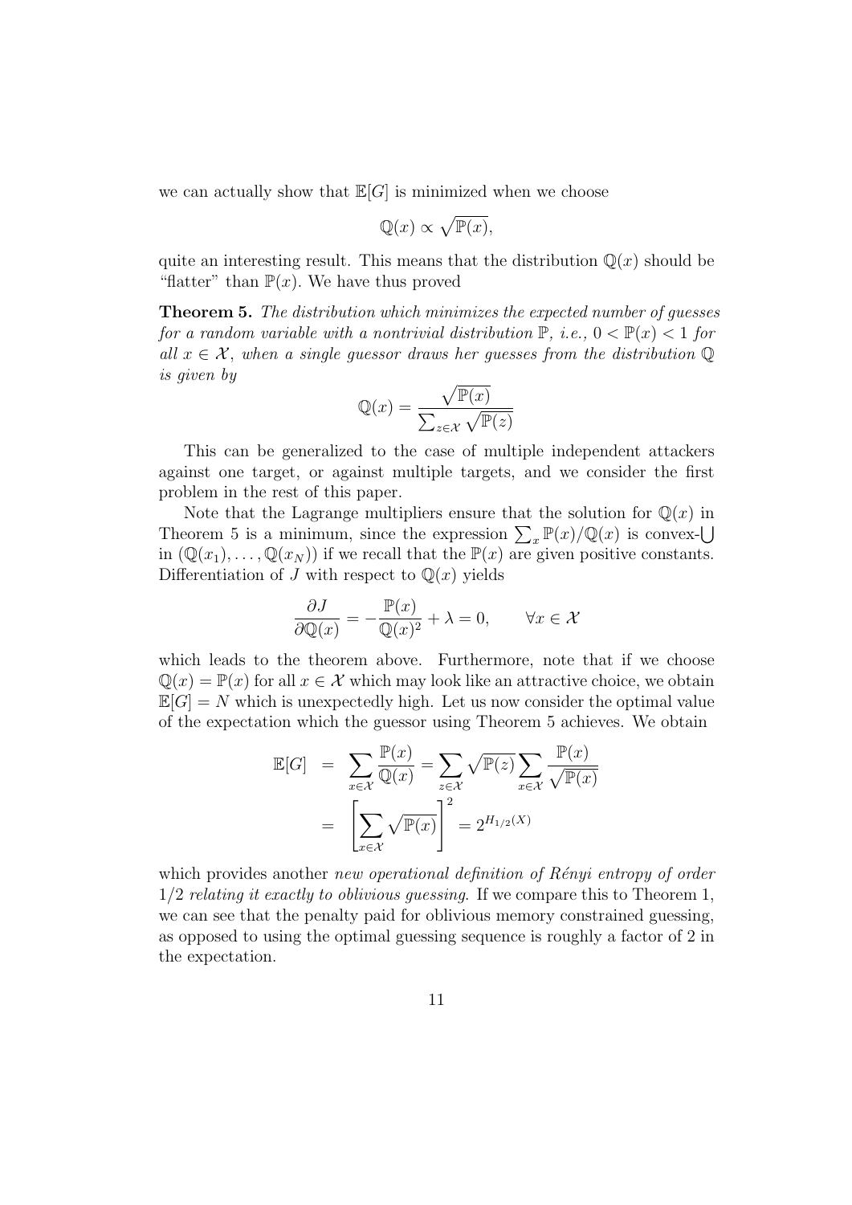we can actually show that $\mathbb{E}[G]$ is minimized when we choose

$$\mathbb{Q}(x) \propto \sqrt{\mathbb{P}(x)},$$

quite an interesting result. This means that the distribution $\mathbb{Q}(x)$ should be "flatter" than $\mathbb{P}(x)$. We have thus proved

**Theorem 5.** *The distribution which minimizes the expected number of guesses for a random variable with a nontrivial distribution $\mathbb{P}$, i.e., $0 < \mathbb{P}(x) < 1$ for all $x \in \mathcal{X}$, when a single guessor draws her guesses from the distribution $\mathbb{Q}$ is given by*

$$\mathbb{Q}(x) = \frac{\sqrt{\mathbb{P}(x)}}{\sum_{z \in \mathcal{X}} \sqrt{\mathbb{P}(z)}}$$

This can be generalized to the case of multiple independent attackers against one target, or against multiple targets, and we consider the first problem in the rest of this paper.

Note that the Lagrange multipliers ensure that the solution for $\mathbb{Q}(x)$ in Theorem 5 is a minimum, since the expression $\sum_x \mathbb{P}(x)/\mathbb{Q}(x)$ is convex-$\bigcup$ in $(\mathbb{Q}(x_1), \ldots, \mathbb{Q}(x_N))$ if we recall that the $\mathbb{P}(x)$ are given positive constants. Differentiation of $J$ with respect to $\mathbb{Q}(x)$ yields

$$\frac{\partial J}{\partial \mathbb{Q}(x)} = -\frac{\mathbb{P}(x)}{\mathbb{Q}(x)^2} + \lambda = 0, \qquad \forall x \in \mathcal{X}$$

which leads to the theorem above. Furthermore, note that if we choose $\mathbb{Q}(x) = \mathbb{P}(x)$ for all $x \in \mathcal{X}$ which may look like an attractive choice, we obtain $\mathbb{E}[G] = N$ which is unexpectedly high. Let us now consider the optimal value of the expectation which the guessor using Theorem 5 achieves. We obtain

$$\begin{aligned}
\mathbb{E}[G] &= \sum_{x \in \mathcal{X}} \frac{\mathbb{P}(x)}{\mathbb{Q}(x)} = \sum_{z \in \mathcal{X}} \sqrt{\mathbb{P}(z)} \sum_{x \in \mathcal{X}} \frac{\mathbb{P}(x)}{\sqrt{\mathbb{P}(x)}} \\
&= \left[ \sum_{x \in \mathcal{X}} \sqrt{\mathbb{P}(x)} \right]^2 = 2^{H_{1/2}(X)}
\end{aligned}$$

which provides another *new operational definition of Rényi entropy of order* $1/2$ *relating it exactly to oblivious guessing*. If we compare this to Theorem 1, we can see that the penalty paid for oblivious memory constrained guessing, as opposed to using the optimal guessing sequence is roughly a factor of 2 in the expectation.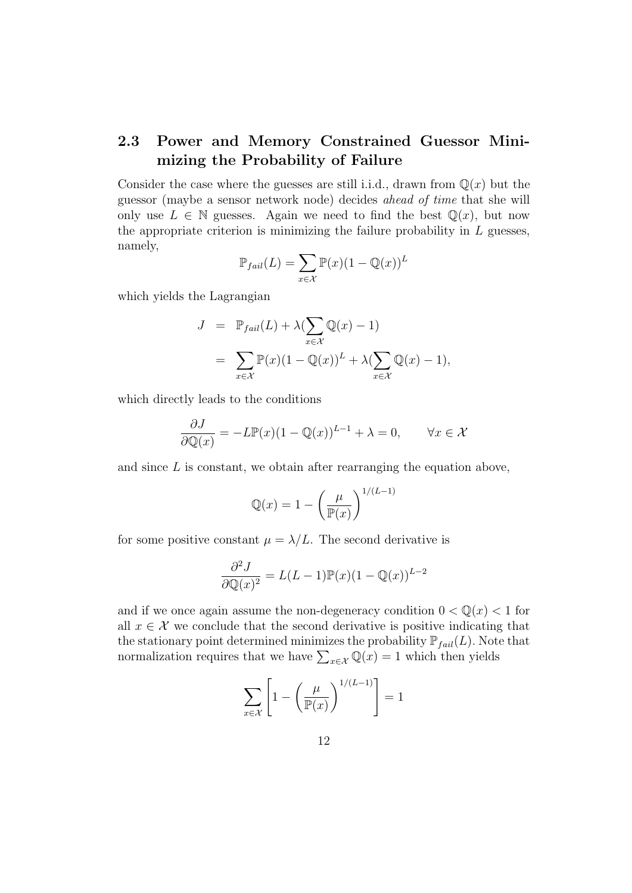## 2.3 Power and Memory Constrained Guessor Minimizing the Probability of Failure

Consider the case where the guesses are still i.i.d., drawn from $\mathbb{Q}(x)$ but the guessor (maybe a sensor network node) decides *ahead of time* that she will only use $L \in \mathbb{N}$ guesses. Again we need to find the best $\mathbb{Q}(x)$, but now the appropriate criterion is minimizing the failure probability in $L$ guesses, namely,

$$\mathbb{P}_{fail}(L) = \sum_{x \in \mathcal{X}} \mathbb{P}(x)(1 - \mathbb{Q}(x))^L$$

which yields the Lagrangian

$$\begin{aligned} J &= \mathbb{P}_{fail}(L) + \lambda(\sum_{x \in \mathcal{X}} \mathbb{Q}(x) - 1) \\ &= \sum_{x \in \mathcal{X}} \mathbb{P}(x)(1 - \mathbb{Q}(x))^L + \lambda(\sum_{x \in \mathcal{X}} \mathbb{Q}(x) - 1), \end{aligned}$$

which directly leads to the conditions

$$\frac{\partial J}{\partial \mathbb{Q}(x)} = -L\mathbb{P}(x)(1 - \mathbb{Q}(x))^{L-1} + \lambda = 0, \qquad \forall x \in \mathcal{X}$$

and since $L$ is constant, we obtain after rearranging the equation above,

$$\mathbb{Q}(x) = 1 - \left(\frac{\mu}{\mathbb{P}(x)}\right)^{1/(L-1)}$$

for some positive constant $\mu = \lambda/L$. The second derivative is

$$\frac{\partial^2 J}{\partial \mathbb{Q}(x)^2} = L(L-1)\mathbb{P}(x)(1 - \mathbb{Q}(x))^{L-2}$$

and if we once again assume the non-degeneracy condition $0 < \mathbb{Q}(x) < 1$ for all $x \in \mathcal{X}$ we conclude that the second derivative is positive indicating that the stationary point determined minimizes the probability $\mathbb{P}_{fail}(L)$. Note that normalization requires that we have $\sum_{x \in \mathcal{X}} \mathbb{Q}(x) = 1$ which then yields

$$\sum_{x \in \mathcal{X}} \left[1 - \left(\frac{\mu}{\mathbb{P}(x)}\right)^{1/(L-1)}\right] = 1$$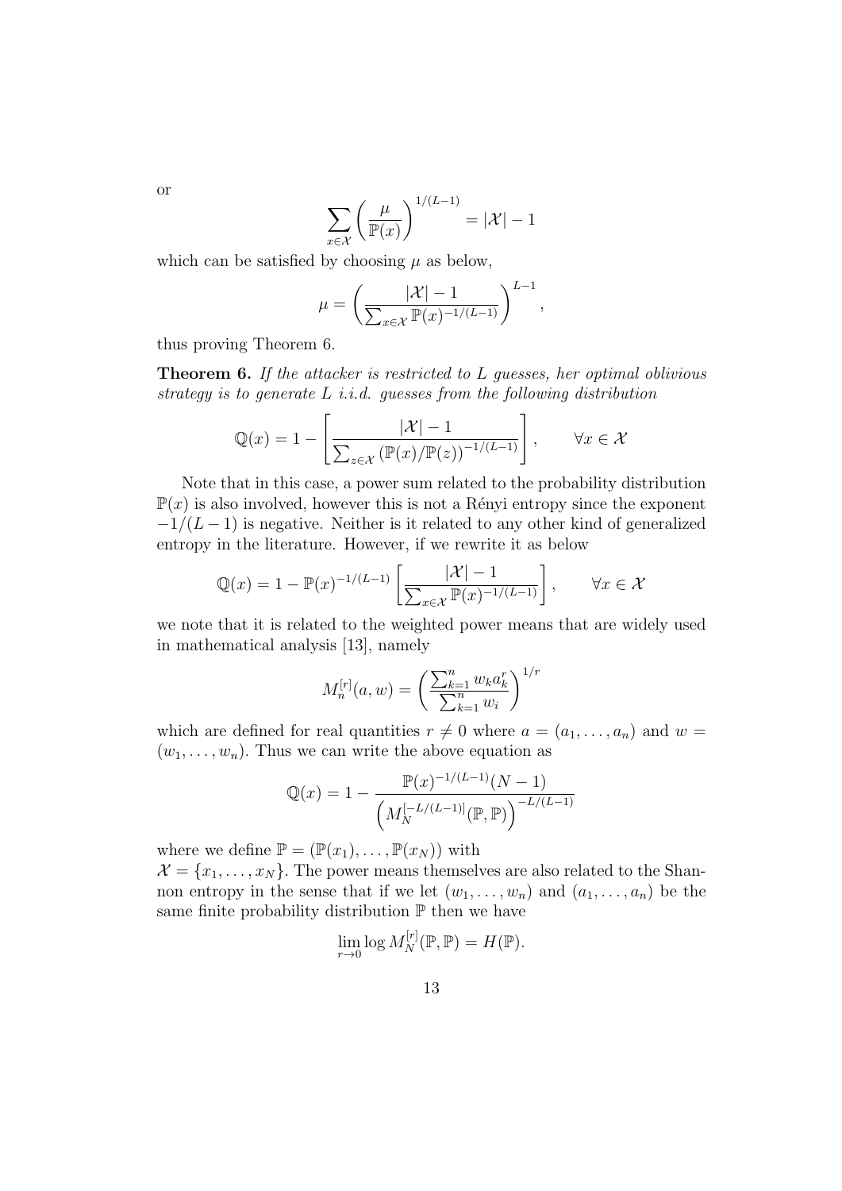or

$$\sum_{x \in \mathcal{X}} \left( \frac{\mu}{\mathbb{P}(x)} \right)^{1/(L-1)} = |\mathcal{X}| - 1$$

which can be satisfied by choosing $\mu$ as below,

$$\mu = \left( \frac{|\mathcal{X}| - 1}{\sum_{x \in \mathcal{X}} \mathbb{P}(x)^{-1/(L-1)}} \right)^{L-1},$$

thus proving Theorem 6.

**Theorem 6.** *If the attacker is restricted to $L$ guesses, her optimal oblivious strategy is to generate $L$ i.i.d. guesses from the following distribution*

$$\mathbb{Q}(x) = 1 - \left[ \frac{|\mathcal{X}| - 1}{\sum_{z \in \mathcal{X}} \left( \mathbb{P}(x)/\mathbb{P}(z) \right)^{-1/(L-1)}} \right], \qquad \forall x \in \mathcal{X}$$

Note that in this case, a power sum related to the probability distribution $\mathbb{P}(x)$ is also involved, however this is not a Rényi entropy since the exponent $-1/(L-1)$ is negative. Neither is it related to any other kind of generalized entropy in the literature. However, if we rewrite it as below

$$\mathbb{Q}(x) = 1 - \mathbb{P}(x)^{-1/(L-1)} \left[ \frac{|\mathcal{X}| - 1}{\sum_{x \in \mathcal{X}} \mathbb{P}(x)^{-1/(L-1)}} \right], \qquad \forall x \in \mathcal{X}$$

we note that it is related to the weighted power means that are widely used in mathematical analysis [13], namely

$$M_n^{[r]}(a, w) = \left( \frac{\sum_{k=1}^{n} w_k a_k^r}{\sum_{k=1}^{n} w_i} \right)^{1/r}$$

which are defined for real quantities $r \neq 0$ where $a = (a_1, \ldots, a_n)$ and $w = (w_1, \ldots, w_n)$. Thus we can write the above equation as

$$\mathbb{Q}(x) = 1 - \frac{\mathbb{P}(x)^{-1/(L-1)}(N-1)}{\left( M_N^{[-L/(L-1)]}(\mathbb{P}, \mathbb{P}) \right)^{-L/(L-1)}}$$

where we define $\mathbb{P} = (\mathbb{P}(x_1), \ldots, \mathbb{P}(x_N))$ with $\mathcal{X} = \{x_1, \ldots, x_N\}$. The power means themselves are also related to the Shannon entropy in the sense that if we let $(w_1, \ldots, w_n)$ and $(a_1, \ldots, a_n)$ be the same finite probability distribution $\mathbb{P}$ then we have

$$\lim_{r \to 0} \log M_N^{[r]}(\mathbb{P}, \mathbb{P}) = H(\mathbb{P}).$$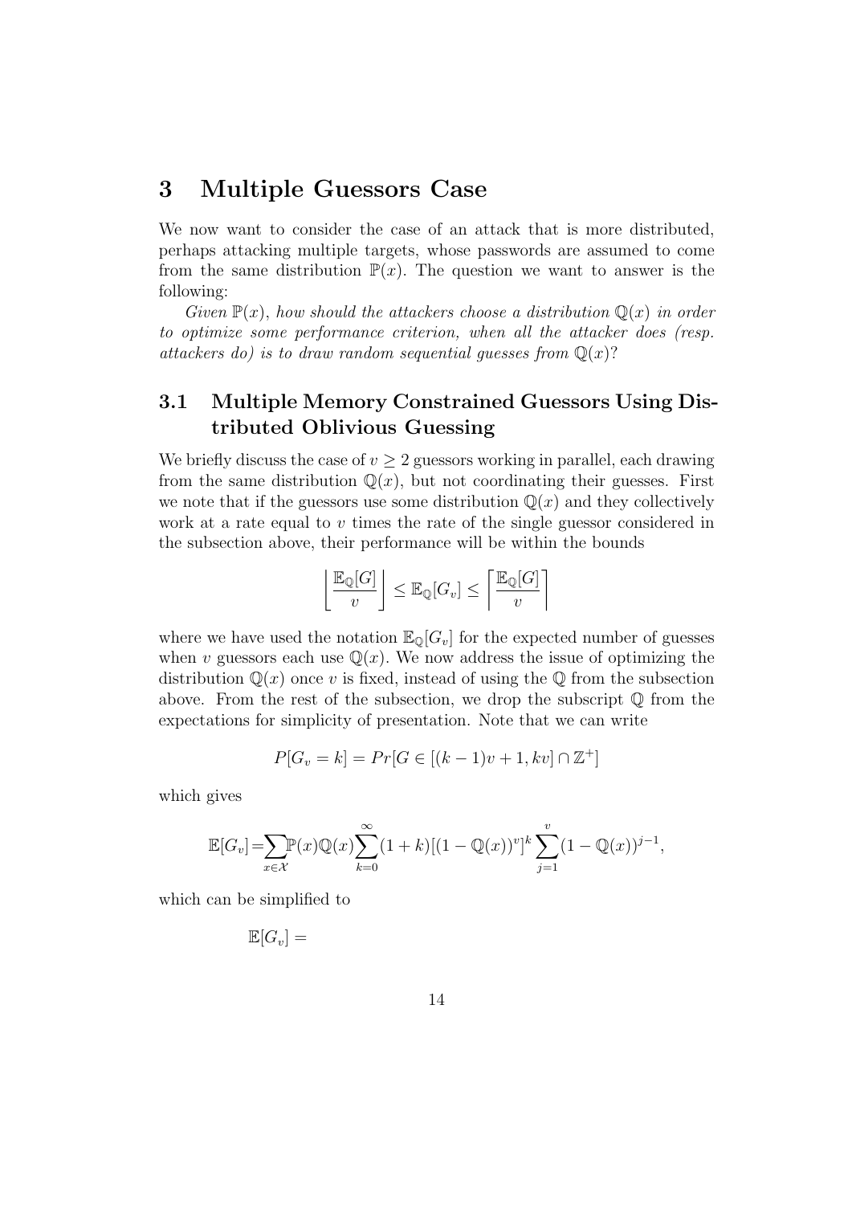# 3 Multiple Guessors Case

We now want to consider the case of an attack that is more distributed, perhaps attacking multiple targets, whose passwords are assumed to come from the same distribution $\mathbb{P}(x)$. The question we want to answer is the following:

*Given $\mathbb{P}(x)$, how should the attackers choose a distribution $\mathbb{Q}(x)$ in order to optimize some performance criterion, when all the attacker does (resp. attackers do) is to draw random sequential guesses from $\mathbb{Q}(x)$?*

## 3.1 Multiple Memory Constrained Guessors Using Distributed Oblivious Guessing

We briefly discuss the case of $v \geq 2$ guessors working in parallel, each drawing from the same distribution $\mathbb{Q}(x)$, but not coordinating their guesses. First we note that if the guessors use some distribution $\mathbb{Q}(x)$ and they collectively work at a rate equal to $v$ times the rate of the single guessor considered in the subsection above, their performance will be within the bounds

$$\left\lfloor \frac{\mathbb{E}_{\mathbb{Q}}[G]}{v} \right\rfloor \leq \mathbb{E}_{\mathbb{Q}}[G_v] \leq \left\lceil \frac{\mathbb{E}_{\mathbb{Q}}[G]}{v} \right\rceil$$

where we have used the notation $\mathbb{E}_{\mathbb{Q}}[G_v]$ for the expected number of guesses when $v$ guessors each use $\mathbb{Q}(x)$. We now address the issue of optimizing the distribution $\mathbb{Q}(x)$ once $v$ is fixed, instead of using the $\mathbb{Q}$ from the subsection above. From the rest of the subsection, we drop the subscript $\mathbb{Q}$ from the expectations for simplicity of presentation. Note that we can write

$$P[G_v = k] = Pr[G \in [(k-1)v + 1, kv] \cap \mathbb{Z}^+]$$

which gives

$$\mathbb{E}[G_v] = \sum_{x \in \mathcal{X}} \mathbb{P}(x)\mathbb{Q}(x) \sum_{k=0}^{\infty} (1+k)[(1-\mathbb{Q}(x))^v]^k \sum_{j=1}^{v} (1-\mathbb{Q}(x))^{j-1},$$

which can be simplified to

$$\mathbb{E}[G_v] =$$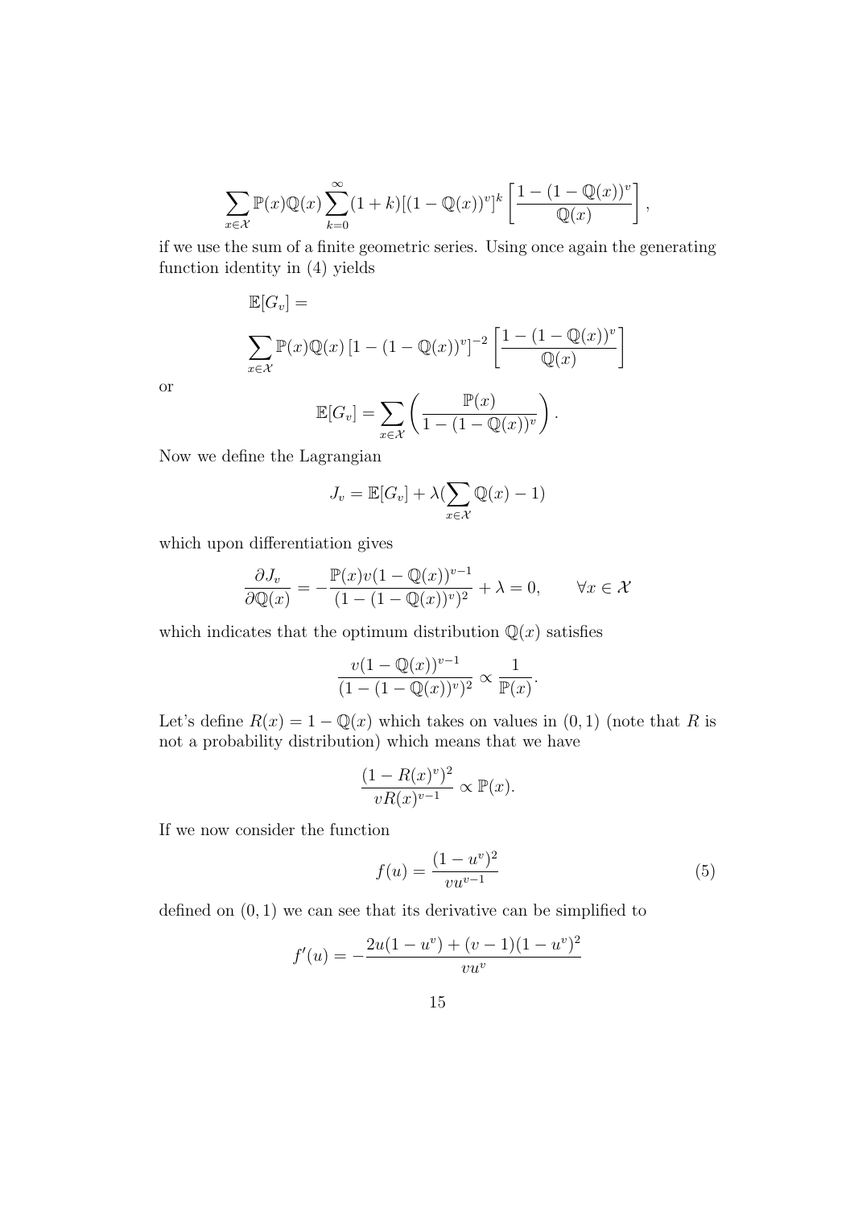$$\sum_{x\in\mathcal{X}} \mathbb{P}(x)\mathbb{Q}(x) \sum_{k=0}^{\infty} (1+k)[(1-\mathbb{Q}(x))^v]^k \left[\frac{1-(1-\mathbb{Q}(x))^v}{\mathbb{Q}(x)}\right],$$

if we use the sum of a finite geometric series. Using once again the generating function identity in (4) yields

$$\mathbb{E}[G_v] =$$

$$\sum_{x\in\mathcal{X}} \mathbb{P}(x)\mathbb{Q}(x) \left[1-(1-\mathbb{Q}(x))^v\right]^{-2} \left[\frac{1-(1-\mathbb{Q}(x))^v}{\mathbb{Q}(x)}\right]$$

or

$$\mathbb{E}[G_v] = \sum_{x\in\mathcal{X}} \left(\frac{\mathbb{P}(x)}{1-(1-\mathbb{Q}(x))^v}\right).$$

Now we define the Lagrangian

$$J_v = \mathbb{E}[G_v] + \lambda(\sum_{x\in\mathcal{X}} \mathbb{Q}(x) - 1)$$

which upon differentiation gives

$$\frac{\partial J_v}{\partial \mathbb{Q}(x)} = -\frac{\mathbb{P}(x)v(1-\mathbb{Q}(x))^{v-1}}{(1-(1-\mathbb{Q}(x))^v)^2} + \lambda = 0, \qquad \forall x \in \mathcal{X}$$

which indicates that the optimum distribution $\mathbb{Q}(x)$ satisfies

$$\frac{v(1-\mathbb{Q}(x))^{v-1}}{(1-(1-\mathbb{Q}(x))^v)^2} \propto \frac{1}{\mathbb{P}(x)}.$$

Let's define $R(x) = 1 - \mathbb{Q}(x)$ which takes on values in $(0,1)$ (note that $R$ is not a probability distribution) which means that we have

$$\frac{(1-R(x)^v)^2}{vR(x)^{v-1}} \propto \mathbb{P}(x).$$

If we now consider the function

$$f(u) = \frac{(1-u^v)^2}{vu^{v-1}} \tag{5}$$

defined on $(0,1)$ we can see that its derivative can be simplified to

$$f'(u) = -\frac{2u(1-u^v) + (v-1)(1-u^v)^2}{vu^v}$$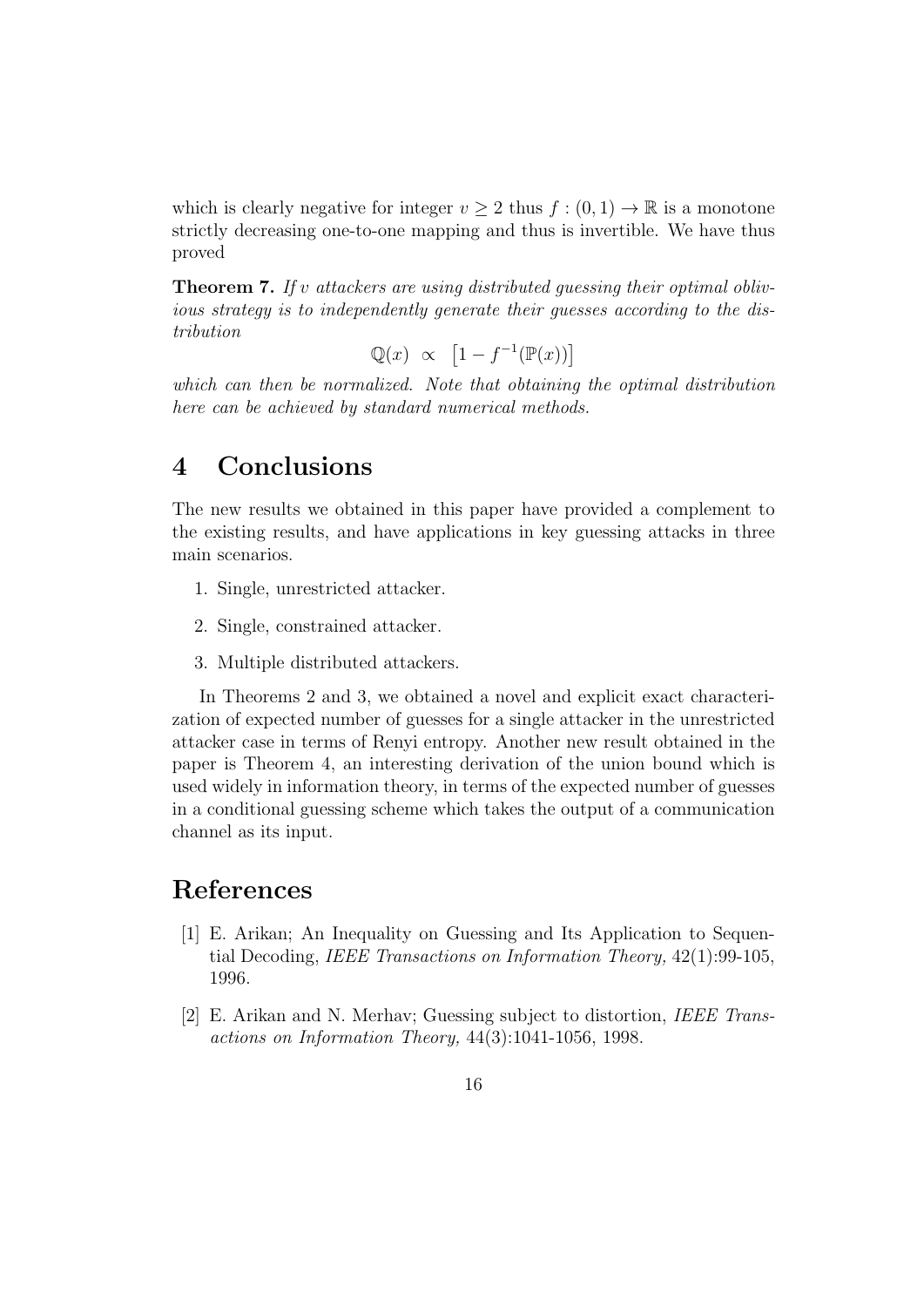which is clearly negative for integer $v \geq 2$ thus $f : (0, 1) \to \mathbb{R}$ is a monotone strictly decreasing one-to-one mapping and thus is invertible. We have thus proved

**Theorem 7.** *If $v$ attackers are using distributed guessing their optimal oblivious strategy is to independently generate their guesses according to the distribution*

$$\mathbb{Q}(x) \;\propto\; \left[1 - f^{-1}(\mathbb{P}(x))\right]$$

*which can then be normalized. Note that obtaining the optimal distribution here can be achieved by standard numerical methods.*

# 4 Conclusions

The new results we obtained in this paper have provided a complement to the existing results, and have applications in key guessing attacks in three main scenarios.

1. Single, unrestricted attacker.
2. Single, constrained attacker.
3. Multiple distributed attackers.

In Theorems 2 and 3, we obtained a novel and explicit exact characterization of expected number of guesses for a single attacker in the unrestricted attacker case in terms of Renyi entropy. Another new result obtained in the paper is Theorem 4, an interesting derivation of the union bound which is used widely in information theory, in terms of the expected number of guesses in a conditional guessing scheme which takes the output of a communication channel as its input.

# References

[1] E. Arikan; An Inequality on Guessing and Its Application to Sequential Decoding, *IEEE Transactions on Information Theory,* 42(1):99-105, 1996.

[2] E. Arikan and N. Merhav; Guessing subject to distortion, *IEEE Transactions on Information Theory,* 44(3):1041-1056, 1998.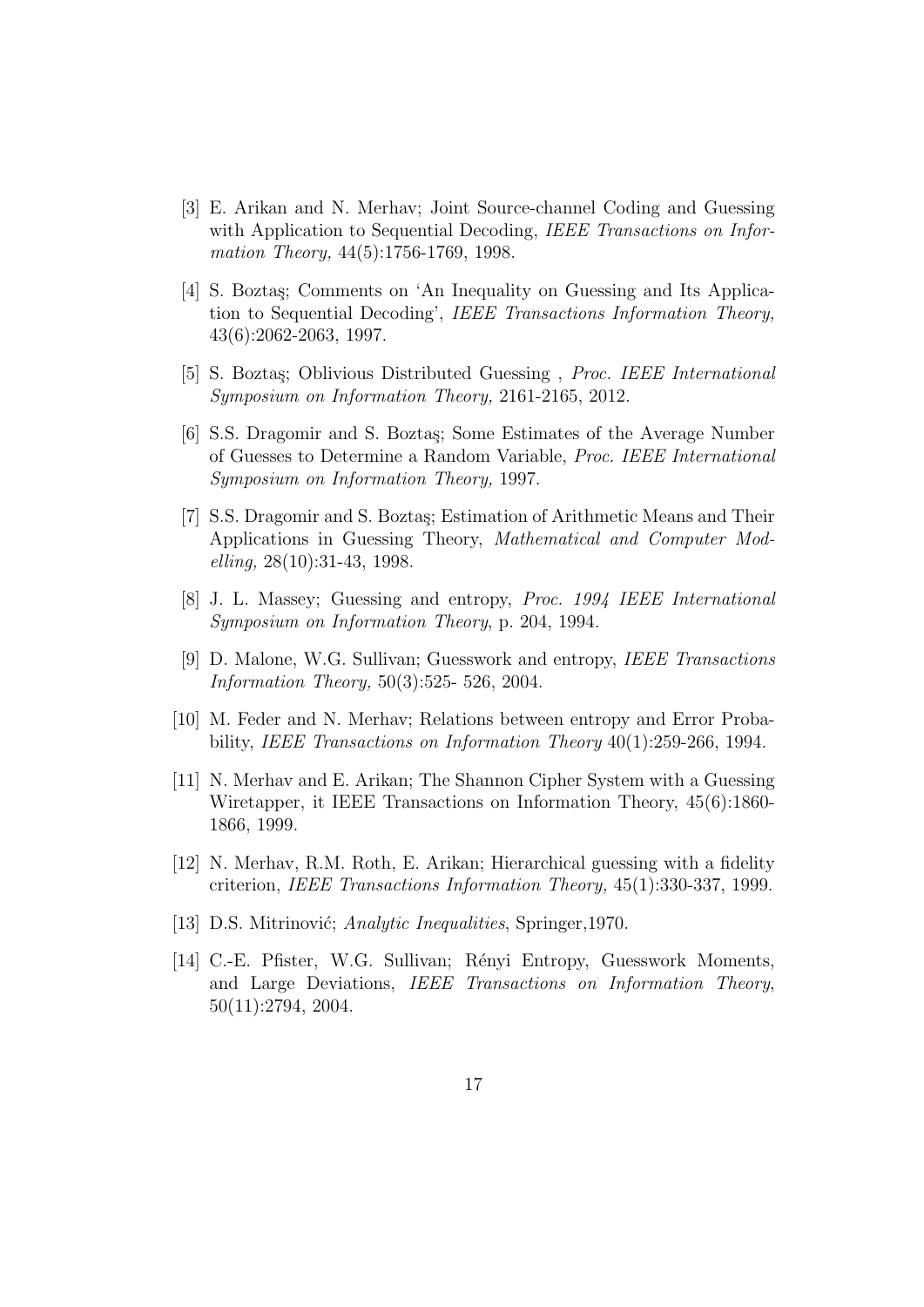[3] E. Arikan and N. Merhav; Joint Source-channel Coding and Guessing with Application to Sequential Decoding, *IEEE Transactions on Information Theory,* 44(5):1756-1769, 1998.

[4] S. Boztaş; Comments on 'An Inequality on Guessing and Its Application to Sequential Decoding', *IEEE Transactions Information Theory,* 43(6):2062-2063, 1997.

[5] S. Boztaş; Oblivious Distributed Guessing , *Proc. IEEE International Symposium on Information Theory,* 2161-2165, 2012.

[6] S.S. Dragomir and S. Boztaş; Some Estimates of the Average Number of Guesses to Determine a Random Variable, *Proc. IEEE International Symposium on Information Theory,* 1997.

[7] S.S. Dragomir and S. Boztaş; Estimation of Arithmetic Means and Their Applications in Guessing Theory, *Mathematical and Computer Modelling,* 28(10):31-43, 1998.

[8] J. L. Massey; Guessing and entropy, *Proc. 1994 IEEE International Symposium on Information Theory*, p. 204, 1994.

[9] D. Malone, W.G. Sullivan; Guesswork and entropy, *IEEE Transactions Information Theory,* 50(3):525- 526, 2004.

[10] M. Feder and N. Merhav; Relations between entropy and Error Probability, *IEEE Transactions on Information Theory* 40(1):259-266, 1994.

[11] N. Merhav and E. Arikan; The Shannon Cipher System with a Guessing Wiretapper, it IEEE Transactions on Information Theory, 45(6):1860-1866, 1999.

[12] N. Merhav, R.M. Roth, E. Arikan; Hierarchical guessing with a fidelity criterion, *IEEE Transactions Information Theory,* 45(1):330-337, 1999.

[13] D.S. Mitrinović; *Analytic Inequalities*, Springer,1970.

[14] C.-E. Pfister, W.G. Sullivan; Rényi Entropy, Guesswork Moments, and Large Deviations, *IEEE Transactions on Information Theory*, 50(11):2794, 2004.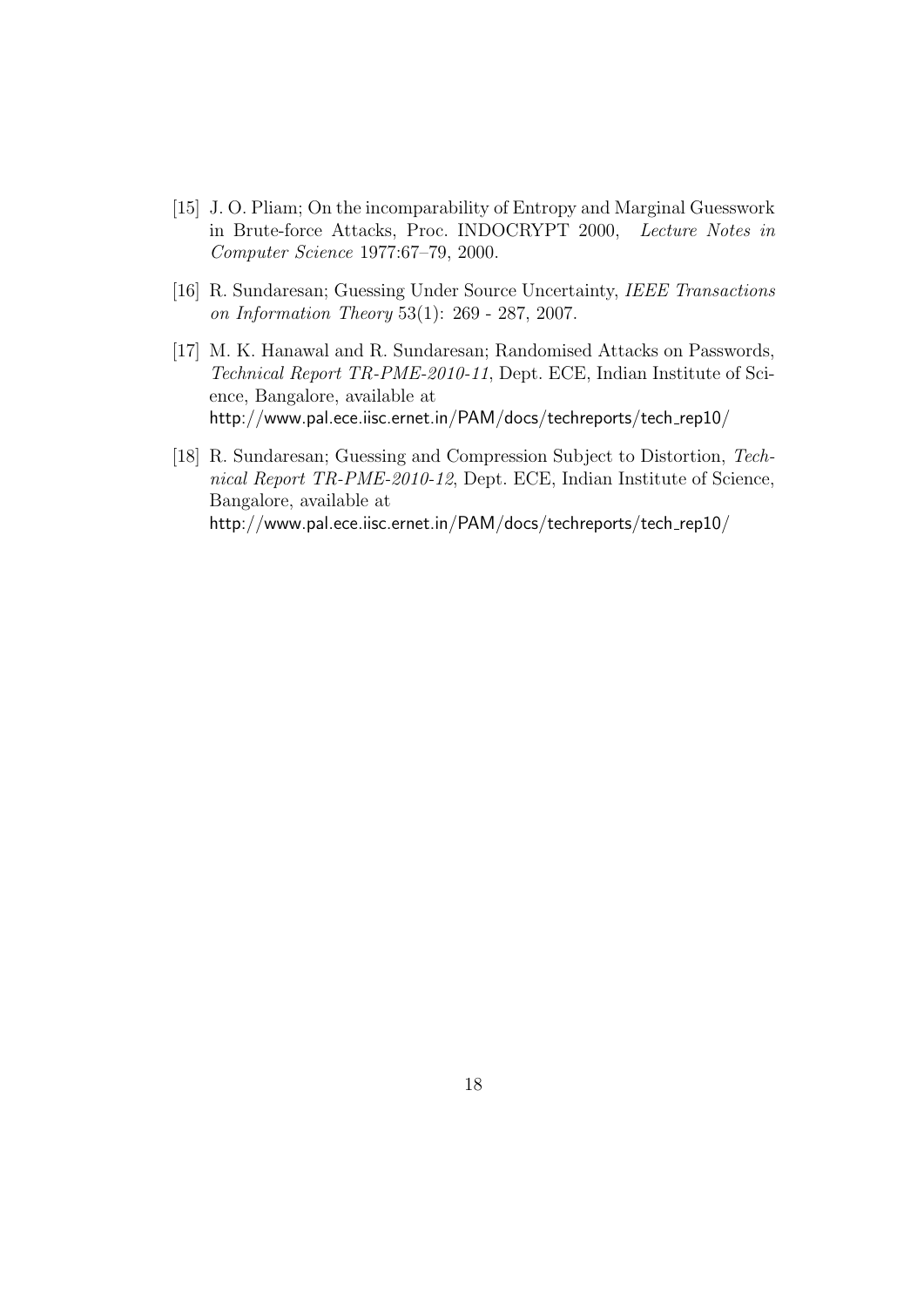[15] J. O. Pliam; On the incomparability of Entropy and Marginal Guesswork in Brute-force Attacks, Proc. INDOCRYPT 2000, *Lecture Notes in Computer Science* 1977:67–79, 2000.

[16] R. Sundaresan; Guessing Under Source Uncertainty, *IEEE Transactions on Information Theory* 53(1): 269 - 287, 2007.

[17] M. K. Hanawal and R. Sundaresan; Randomised Attacks on Passwords, *Technical Report TR-PME-2010-11*, Dept. ECE, Indian Institute of Science, Bangalore, available at http://www.pal.ece.iisc.ernet.in/PAM/docs/techreports/tech_rep10/

[18] R. Sundaresan; Guessing and Compression Subject to Distortion, *Technical Report TR-PME-2010-12*, Dept. ECE, Indian Institute of Science, Bangalore, available at http://www.pal.ece.iisc.ernet.in/PAM/docs/techreports/tech_rep10/